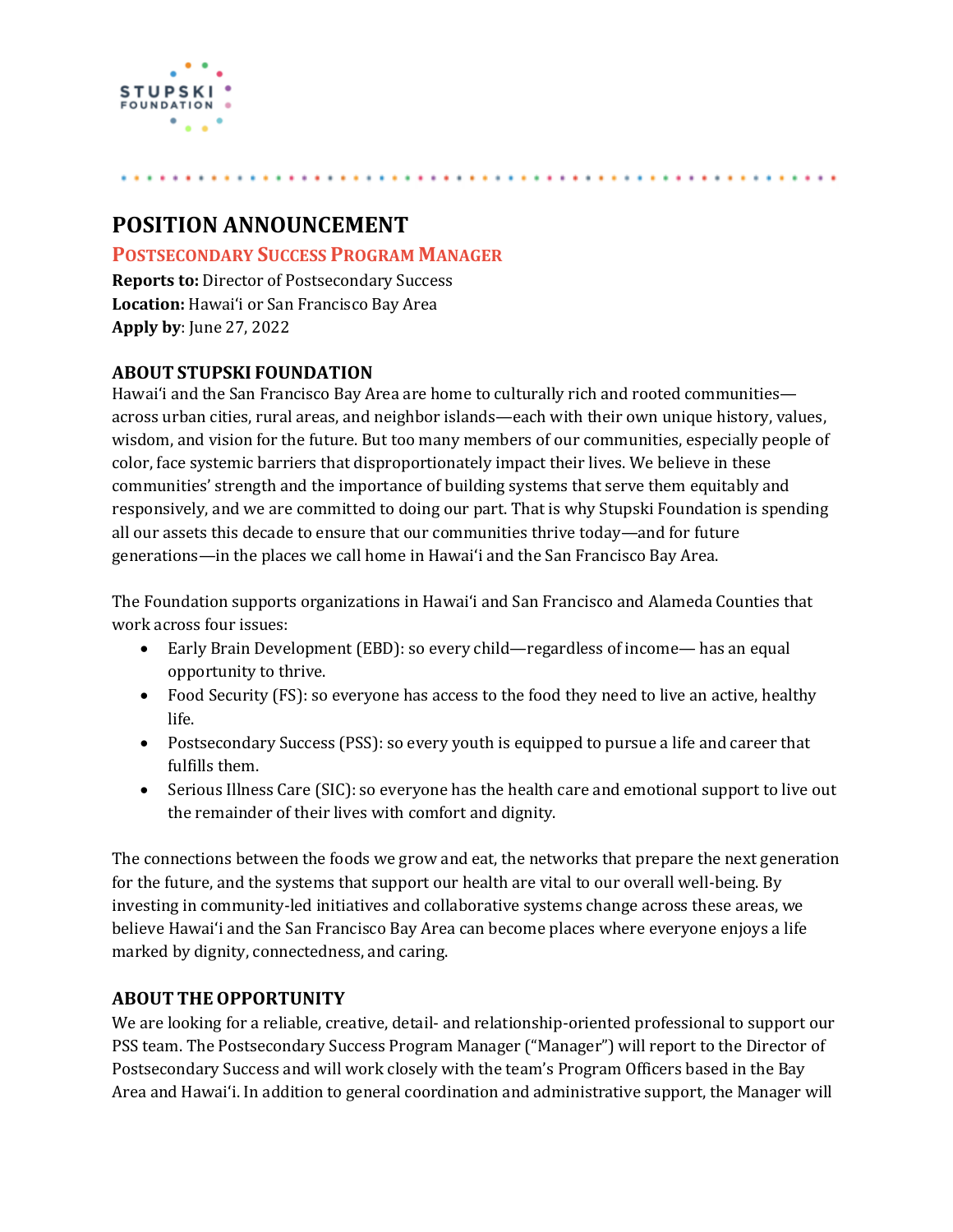# POSITION ANNOUNCEMENT

## POSTSECONDARY SUCCESS PROGRAM MANAGER

**Reports to:** Director of Postsecondary Success
**Location:** Hawaiʻi or San Francisco Bay Area
**Apply by**: June 27, 2022

### ABOUT STUPSKI FOUNDATION

Hawaiʻi and the San Francisco Bay Area are home to culturally rich and rooted communities—across urban cities, rural areas, and neighbor islands—each with their own unique history, values, wisdom, and vision for the future. But too many members of our communities, especially people of color, face systemic barriers that disproportionately impact their lives. We believe in these communities' strength and the importance of building systems that serve them equitably and responsively, and we are committed to doing our part. That is why Stupski Foundation is spending all our assets this decade to ensure that our communities thrive today—and for future generations—in the places we call home in Hawaiʻi and the San Francisco Bay Area.

The Foundation supports organizations in Hawaiʻi and San Francisco and Alameda Counties that work across four issues:

- Early Brain Development (EBD): so every child—regardless of income— has an equal opportunity to thrive.
- Food Security (FS): so everyone has access to the food they need to live an active, healthy life.
- Postsecondary Success (PSS): so every youth is equipped to pursue a life and career that fulfills them.
- Serious Illness Care (SIC): so everyone has the health care and emotional support to live out the remainder of their lives with comfort and dignity.

The connections between the foods we grow and eat, the networks that prepare the next generation for the future, and the systems that support our health are vital to our overall well-being. By investing in community-led initiatives and collaborative systems change across these areas, we believe Hawaiʻi and the San Francisco Bay Area can become places where everyone enjoys a life marked by dignity, connectedness, and caring.

### ABOUT THE OPPORTUNITY

We are looking for a reliable, creative, detail- and relationship-oriented professional to support our PSS team. The Postsecondary Success Program Manager ("Manager") will report to the Director of Postsecondary Success and will work closely with the team's Program Officers based in the Bay Area and Hawaiʻi. In addition to general coordination and administrative support, the Manager will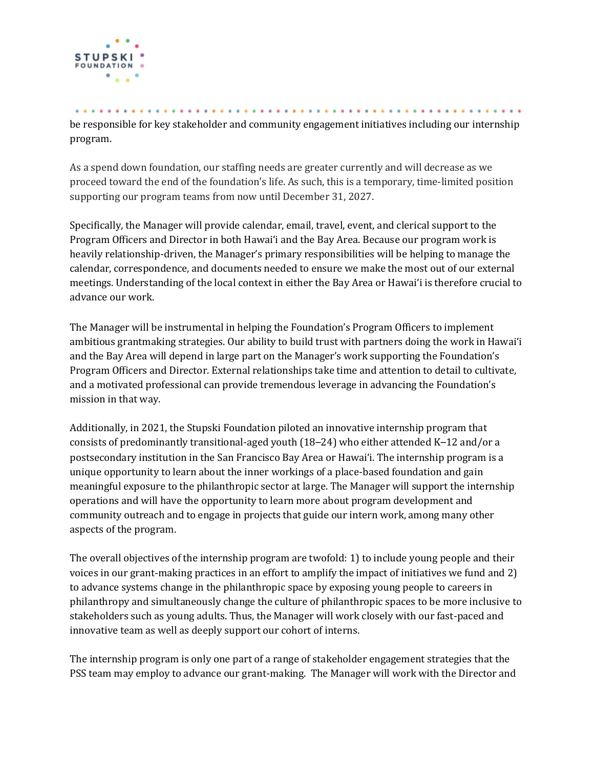be responsible for key stakeholder and community engagement initiatives including our internship program.

As a spend down foundation, our staffing needs are greater currently and will decrease as we proceed toward the end of the foundation's life. As such, this is a temporary, time-limited position supporting our program teams from now until December 31, 2027.

Specifically, the Manager will provide calendar, email, travel, event, and clerical support to the Program Officers and Director in both Hawaiʻi and the Bay Area. Because our program work is heavily relationship-driven, the Manager's primary responsibilities will be helping to manage the calendar, correspondence, and documents needed to ensure we make the most out of our external meetings. Understanding of the local context in either the Bay Area or Hawaiʻi is therefore crucial to advance our work.

The Manager will be instrumental in helping the Foundation's Program Officers to implement ambitious grantmaking strategies. Our ability to build trust with partners doing the work in Hawaiʻi and the Bay Area will depend in large part on the Manager's work supporting the Foundation's Program Officers and Director. External relationships take time and attention to detail to cultivate, and a motivated professional can provide tremendous leverage in advancing the Foundation's mission in that way.

Additionally, in 2021, the Stupski Foundation piloted an innovative internship program that consists of predominantly transitional-aged youth (18–24) who either attended K–12 and/or a postsecondary institution in the San Francisco Bay Area or Hawaiʻi. The internship program is a unique opportunity to learn about the inner workings of a place-based foundation and gain meaningful exposure to the philanthropic sector at large. The Manager will support the internship operations and will have the opportunity to learn more about program development and community outreach and to engage in projects that guide our intern work, among many other aspects of the program.

The overall objectives of the internship program are twofold: 1) to include young people and their voices in our grant-making practices in an effort to amplify the impact of initiatives we fund and 2) to advance systems change in the philanthropic space by exposing young people to careers in philanthropy and simultaneously change the culture of philanthropic spaces to be more inclusive to stakeholders such as young adults. Thus, the Manager will work closely with our fast-paced and innovative team as well as deeply support our cohort of interns.

The internship program is only one part of a range of stakeholder engagement strategies that the PSS team may employ to advance our grant-making. The Manager will work with the Director and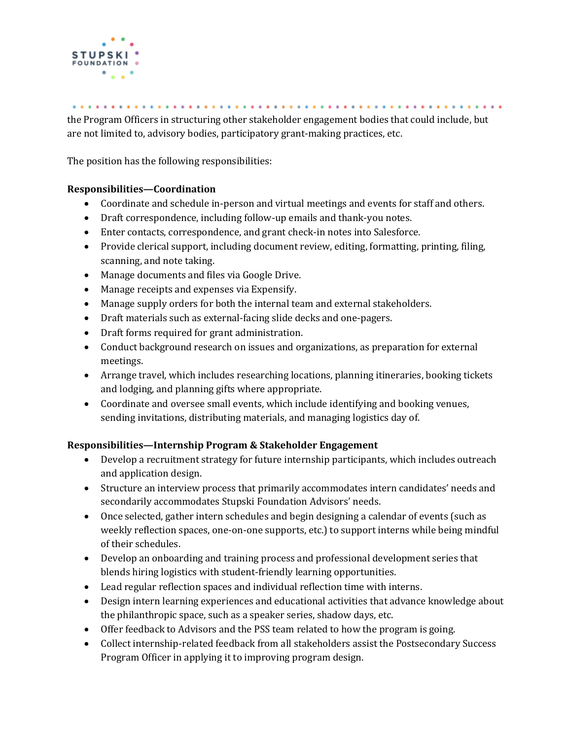the Program Officers in structuring other stakeholder engagement bodies that could include, but are not limited to, advisory bodies, participatory grant-making practices, etc.

The position has the following responsibilities:

**Responsibilities—Coordination**

- Coordinate and schedule in-person and virtual meetings and events for staff and others.
- Draft correspondence, including follow-up emails and thank-you notes.
- Enter contacts, correspondence, and grant check-in notes into Salesforce.
- Provide clerical support, including document review, editing, formatting, printing, filing, scanning, and note taking.
- Manage documents and files via Google Drive.
- Manage receipts and expenses via Expensify.
- Manage supply orders for both the internal team and external stakeholders.
- Draft materials such as external-facing slide decks and one-pagers.
- Draft forms required for grant administration.
- Conduct background research on issues and organizations, as preparation for external meetings.
- Arrange travel, which includes researching locations, planning itineraries, booking tickets and lodging, and planning gifts where appropriate.
- Coordinate and oversee small events, which include identifying and booking venues, sending invitations, distributing materials, and managing logistics day of.

**Responsibilities—Internship Program & Stakeholder Engagement**

- Develop a recruitment strategy for future internship participants, which includes outreach and application design.
- Structure an interview process that primarily accommodates intern candidates' needs and secondarily accommodates Stupski Foundation Advisors' needs.
- Once selected, gather intern schedules and begin designing a calendar of events (such as weekly reflection spaces, one-on-one supports, etc.) to support interns while being mindful of their schedules.
- Develop an onboarding and training process and professional development series that blends hiring logistics with student-friendly learning opportunities.
- Lead regular reflection spaces and individual reflection time with interns.
- Design intern learning experiences and educational activities that advance knowledge about the philanthropic space, such as a speaker series, shadow days, etc.
- Offer feedback to Advisors and the PSS team related to how the program is going.
- Collect internship-related feedback from all stakeholders assist the Postsecondary Success Program Officer in applying it to improving program design.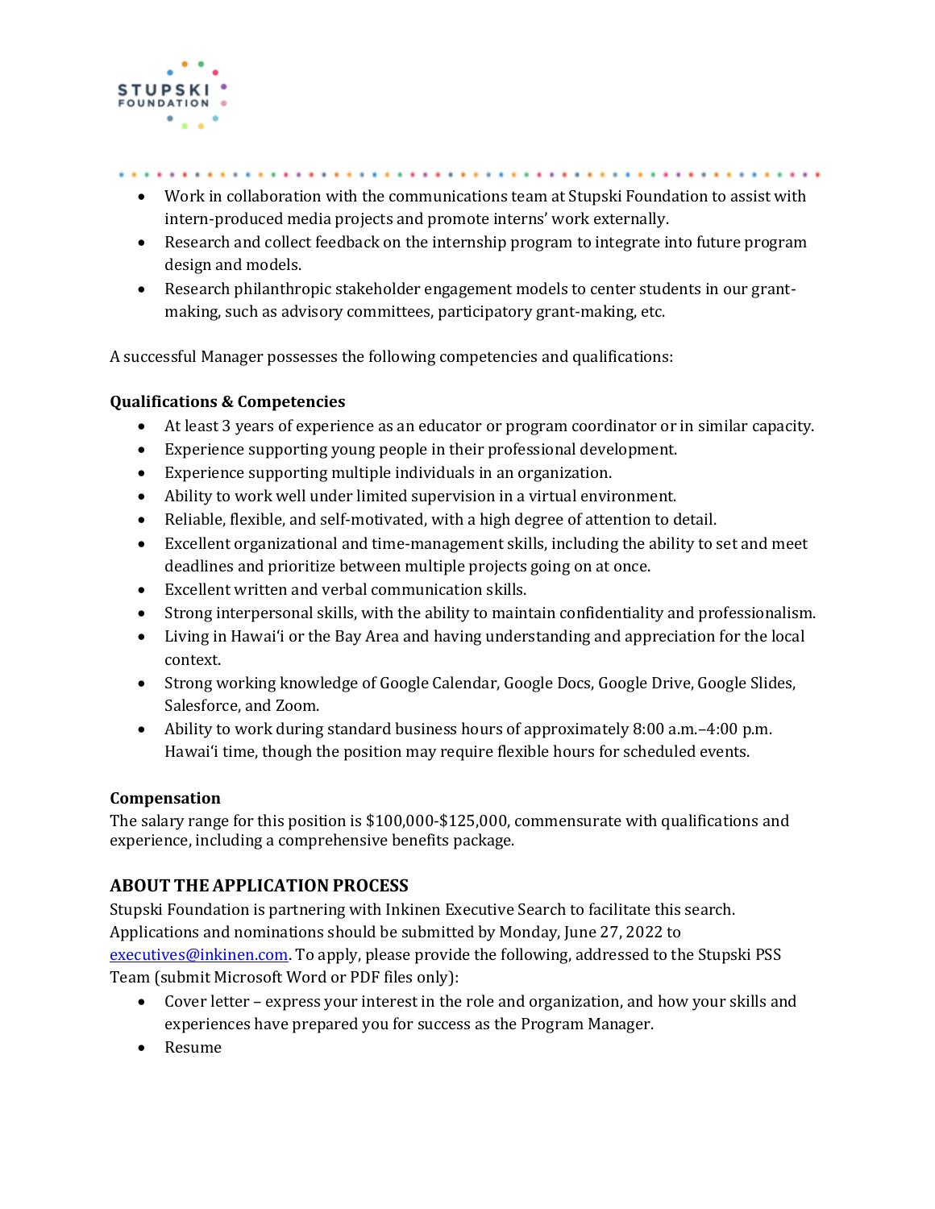- Work in collaboration with the communications team at Stupski Foundation to assist with intern-produced media projects and promote interns' work externally.
- Research and collect feedback on the internship program to integrate into future program design and models.
- Research philanthropic stakeholder engagement models to center students in our grant-making, such as advisory committees, participatory grant-making, etc.

A successful Manager possesses the following competencies and qualifications:

**Qualifications & Competencies**

- At least 3 years of experience as an educator or program coordinator or in similar capacity.
- Experience supporting young people in their professional development.
- Experience supporting multiple individuals in an organization.
- Ability to work well under limited supervision in a virtual environment.
- Reliable, flexible, and self-motivated, with a high degree of attention to detail.
- Excellent organizational and time-management skills, including the ability to set and meet deadlines and prioritize between multiple projects going on at once.
- Excellent written and verbal communication skills.
- Strong interpersonal skills, with the ability to maintain confidentiality and professionalism.
- Living in Hawaiʻi or the Bay Area and having understanding and appreciation for the local context.
- Strong working knowledge of Google Calendar, Google Docs, Google Drive, Google Slides, Salesforce, and Zoom.
- Ability to work during standard business hours of approximately 8:00 a.m.–4:00 p.m. Hawaiʻi time, though the position may require flexible hours for scheduled events.

**Compensation**

The salary range for this position is $100,000-$125,000, commensurate with qualifications and experience, including a comprehensive benefits package.

## ABOUT THE APPLICATION PROCESS

Stupski Foundation is partnering with Inkinen Executive Search to facilitate this search. Applications and nominations should be submitted by Monday, June 27, 2022 to executives@inkinen.com. To apply, please provide the following, addressed to the Stupski PSS Team (submit Microsoft Word or PDF files only):

- Cover letter – express your interest in the role and organization, and how your skills and experiences have prepared you for success as the Program Manager.
- Resume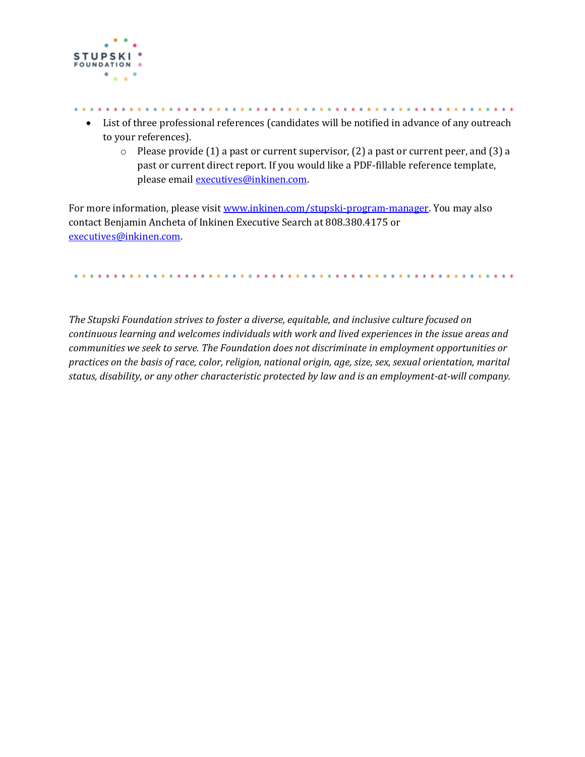- List of three professional references (candidates will be notified in advance of any outreach to your references).
    - Please provide (1) a past or current supervisor, (2) a past or current peer, and (3) a past or current direct report. If you would like a PDF-fillable reference template, please email executives@inkinen.com.

For more information, please visit www.inkinen.com/stupski-program-manager. You may also contact Benjamin Ancheta of Inkinen Executive Search at 808.380.4175 or executives@inkinen.com.

*The Stupski Foundation strives to foster a diverse, equitable, and inclusive culture focused on continuous learning and welcomes individuals with work and lived experiences in the issue areas and communities we seek to serve. The Foundation does not discriminate in employment opportunities or practices on the basis of race, color, religion, national origin, age, size, sex, sexual orientation, marital status, disability, or any other characteristic protected by law and is an employment-at-will company.*